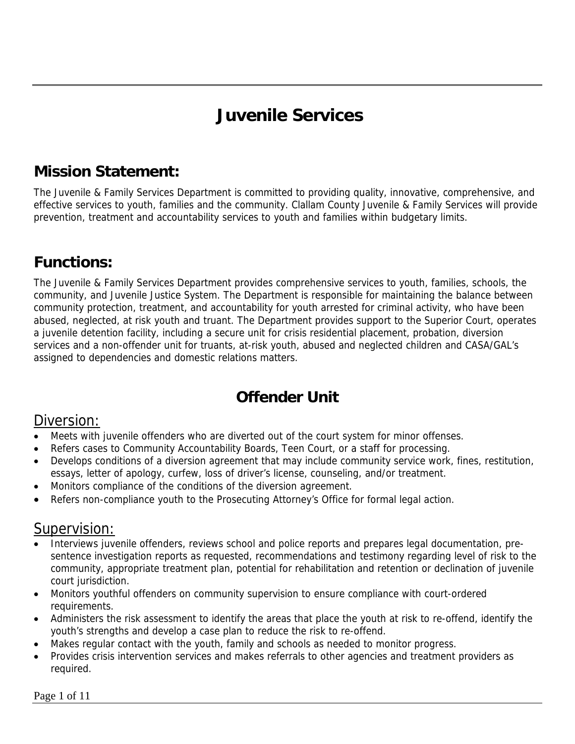# Juvenile Services

## Mission Statement:

The Juvenile & Family Services Department is committed to providing quality, innovative, comprehensive, and effective services to youth, families and the community. Clallam County Juvenile & Family Services will provide prevention, treatment and accountability services to youth and families within budgetary limits.

## Functions:

The Juvenile & Family Services Department provides comprehensive services to youth, families, schools, the community, and Juvenile Justice System. The Department is responsible for maintaining the balance between community protection, treatment, and accountability for youth arrested for criminal activity, who have been abused, neglected, at risk youth and truant. The Department provides support to the Superior Court, operates a juvenile detention facility, including a secure unit for crisis residential placement, probation, diversion services and a non-offender unit for truants, at-risk youth, abused and neglected children and CASA/GAL's assigned to dependencies and domestic relations matters.

## Offender Unit

### Diversion:

- Meets with juvenile offenders who are diverted out of the court system for minor offenses.
- Refers cases to Community Accountability Boards, Teen Court, or a staff for processing.
- Develops conditions of a diversion agreement that may include community service work, fines, restitution, essays, letter of apology, curfew, loss of driver's license, counseling, and/or treatment.
- Monitors compliance of the conditions of the diversion agreement.
- Refers non-compliance youth to the Prosecuting Attorney's Office for formal legal action.

### Supervision:

- Interviews juvenile offenders, reviews school and police reports and prepares legal documentation, pre-sentence investigation reports as requested, recommendations and testimony regarding level of risk to the community, appropriate treatment plan, potential for rehabilitation and retention or declination of juvenile court jurisdiction.
- Monitors youthful offenders on community supervision to ensure compliance with court-ordered requirements.
- Administers the risk assessment to identify the areas that place the youth at risk to re-offend, identify the youth's strengths and develop a case plan to reduce the risk to re-offend.
- Makes regular contact with the youth, family and schools as needed to monitor progress.
- Provides crisis intervention services and makes referrals to other agencies and treatment providers as required.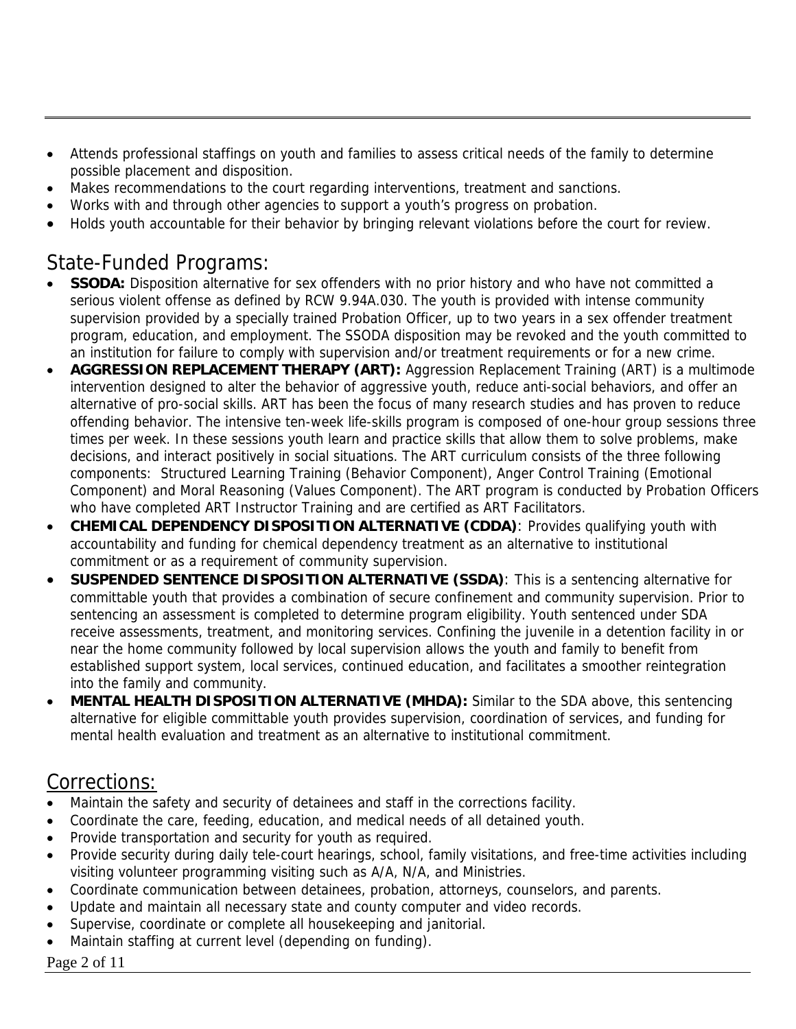- Attends professional staffings on youth and families to assess critical needs of the family to determine possible placement and disposition.
- Makes recommendations to the court regarding interventions, treatment and sanctions.
- Works with and through other agencies to support a youth's progress on probation.
- Holds youth accountable for their behavior by bringing relevant violations before the court for review.

## State-Funded Programs:

- **SSODA:** Disposition alternative for sex offenders with no prior history and who have not committed a serious violent offense as defined by RCW 9.94A.030. The youth is provided with intense community supervision provided by a specially trained Probation Officer, up to two years in a sex offender treatment program, education, and employment. The SSODA disposition may be revoked and the youth committed to an institution for failure to comply with supervision and/or treatment requirements or for a new crime.
- **AGGRESSION REPLACEMENT THERAPY (ART):** Aggression Replacement Training (ART) is a multimode intervention designed to alter the behavior of aggressive youth, reduce anti-social behaviors, and offer an alternative of pro-social skills. ART has been the focus of many research studies and has proven to reduce offending behavior. The intensive ten-week life-skills program is composed of one-hour group sessions three times per week. In these sessions youth learn and practice skills that allow them to solve problems, make decisions, and interact positively in social situations. The ART curriculum consists of the three following components: Structured Learning Training (Behavior Component), Anger Control Training (Emotional Component) and Moral Reasoning (Values Component). The ART program is conducted by Probation Officers who have completed ART Instructor Training and are certified as ART Facilitators.
- **CHEMICAL DEPENDENCY DISPOSITION ALTERNATIVE (CDDA)**: Provides qualifying youth with accountability and funding for chemical dependency treatment as an alternative to institutional commitment or as a requirement of community supervision.
- **SUSPENDED SENTENCE DISPOSITION ALTERNATIVE (SSDA)**: This is a sentencing alternative for committable youth that provides a combination of secure confinement and community supervision. Prior to sentencing an assessment is completed to determine program eligibility. Youth sentenced under SDA receive assessments, treatment, and monitoring services. Confining the juvenile in a detention facility in or near the home community followed by local supervision allows the youth and family to benefit from established support system, local services, continued education, and facilitates a smoother reintegration into the family and community.
- **MENTAL HEALTH DISPOSITION ALTERNATIVE (MHDA):** Similar to the SDA above, this sentencing alternative for eligible committable youth provides supervision, coordination of services, and funding for mental health evaluation and treatment as an alternative to institutional commitment.

## Corrections:

- Maintain the safety and security of detainees and staff in the corrections facility.
- Coordinate the care, feeding, education, and medical needs of all detained youth.
- Provide transportation and security for youth as required.
- Provide security during daily tele-court hearings, school, family visitations, and free-time activities including visiting volunteer programming visiting such as A/A, N/A, and Ministries.
- Coordinate communication between detainees, probation, attorneys, counselors, and parents.
- Update and maintain all necessary state and county computer and video records.
- Supervise, coordinate or complete all housekeeping and janitorial.
- Maintain staffing at current level (depending on funding).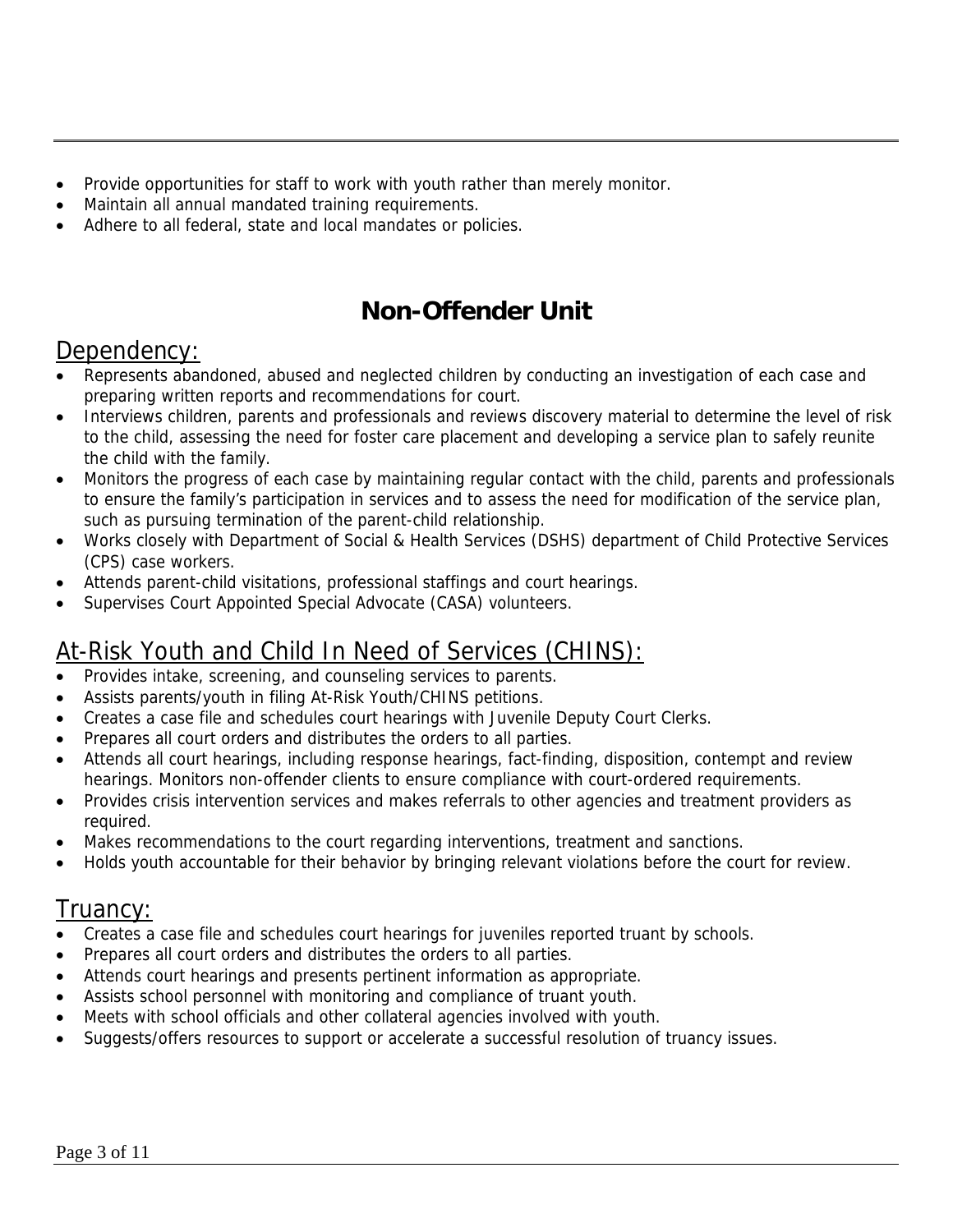- Provide opportunities for staff to work with youth rather than merely monitor.
- Maintain all annual mandated training requirements.
- Adhere to all federal, state and local mandates or policies.

# Non-Offender Unit

## Dependency:

- Represents abandoned, abused and neglected children by conducting an investigation of each case and preparing written reports and recommendations for court.
- Interviews children, parents and professionals and reviews discovery material to determine the level of risk to the child, assessing the need for foster care placement and developing a service plan to safely reunite the child with the family.
- Monitors the progress of each case by maintaining regular contact with the child, parents and professionals to ensure the family's participation in services and to assess the need for modification of the service plan, such as pursuing termination of the parent-child relationship.
- Works closely with Department of Social & Health Services (DSHS) department of Child Protective Services (CPS) case workers.
- Attends parent-child visitations, professional staffings and court hearings.
- Supervises Court Appointed Special Advocate (CASA) volunteers.

## At-Risk Youth and Child In Need of Services (CHINS):

- Provides intake, screening, and counseling services to parents.
- Assists parents/youth in filing At-Risk Youth/CHINS petitions.
- Creates a case file and schedules court hearings with Juvenile Deputy Court Clerks.
- Prepares all court orders and distributes the orders to all parties.
- Attends all court hearings, including response hearings, fact-finding, disposition, contempt and review hearings. Monitors non-offender clients to ensure compliance with court-ordered requirements.
- Provides crisis intervention services and makes referrals to other agencies and treatment providers as required.
- Makes recommendations to the court regarding interventions, treatment and sanctions.
- Holds youth accountable for their behavior by bringing relevant violations before the court for review.

## Truancy:

- Creates a case file and schedules court hearings for juveniles reported truant by schools.
- Prepares all court orders and distributes the orders to all parties.
- Attends court hearings and presents pertinent information as appropriate.
- Assists school personnel with monitoring and compliance of truant youth.
- Meets with school officials and other collateral agencies involved with youth.
- Suggests/offers resources to support or accelerate a successful resolution of truancy issues.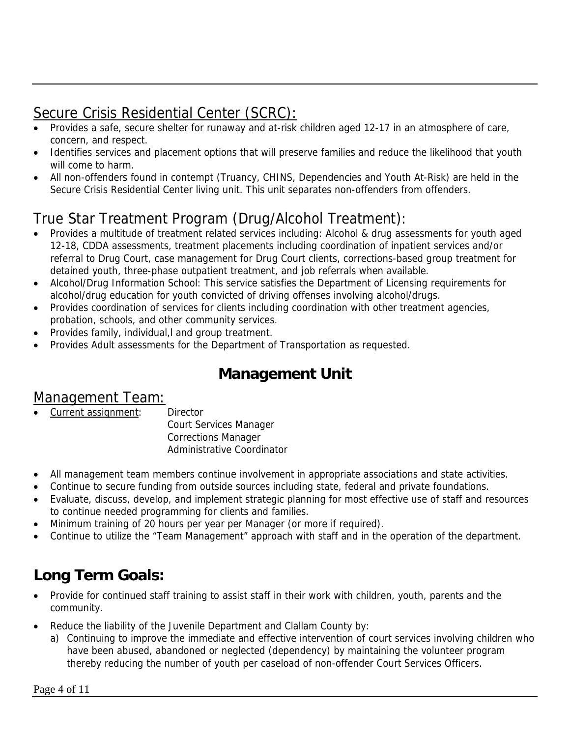## Secure Crisis Residential Center (SCRC):

- Provides a safe, secure shelter for runaway and at-risk children aged 12-17 in an atmosphere of care, concern, and respect.
- Identifies services and placement options that will preserve families and reduce the likelihood that youth will come to harm.
- All non-offenders found in contempt (Truancy, CHINS, Dependencies and Youth At-Risk) are held in the Secure Crisis Residential Center living unit. This unit separates non-offenders from offenders.

## True Star Treatment Program (Drug/Alcohol Treatment):

- Provides a multitude of treatment related services including: Alcohol & drug assessments for youth aged 12-18, CDDA assessments, treatment placements including coordination of inpatient services and/or referral to Drug Court, case management for Drug Court clients, corrections-based group treatment for detained youth, three-phase outpatient treatment, and job referrals when available.
- Alcohol/Drug Information School: This service satisfies the Department of Licensing requirements for alcohol/drug education for youth convicted of driving offenses involving alcohol/drugs.
- Provides coordination of services for clients including coordination with other treatment agencies, probation, schools, and other community services.
- Provides family, individual,l and group treatment.
- Provides Adult assessments for the Department of Transportation as requested.

# Management Unit

## Management Team:

- Current assignment: Director
  Court Services Manager
  Corrections Manager
  Administrative Coordinator

- All management team members continue involvement in appropriate associations and state activities.
- Continue to secure funding from outside sources including state, federal and private foundations.
- Evaluate, discuss, develop, and implement strategic planning for most effective use of staff and resources to continue needed programming for clients and families.
- Minimum training of 20 hours per year per Manager (or more if required).
- Continue to utilize the "Team Management" approach with staff and in the operation of the department.

## Long Term Goals:

- Provide for continued staff training to assist staff in their work with children, youth, parents and the community.
- Reduce the liability of the Juvenile Department and Clallam County by:
  a) Continuing to improve the immediate and effective intervention of court services involving children who have been abused, abandoned or neglected (dependency) by maintaining the volunteer program thereby reducing the number of youth per caseload of non-offender Court Services Officers.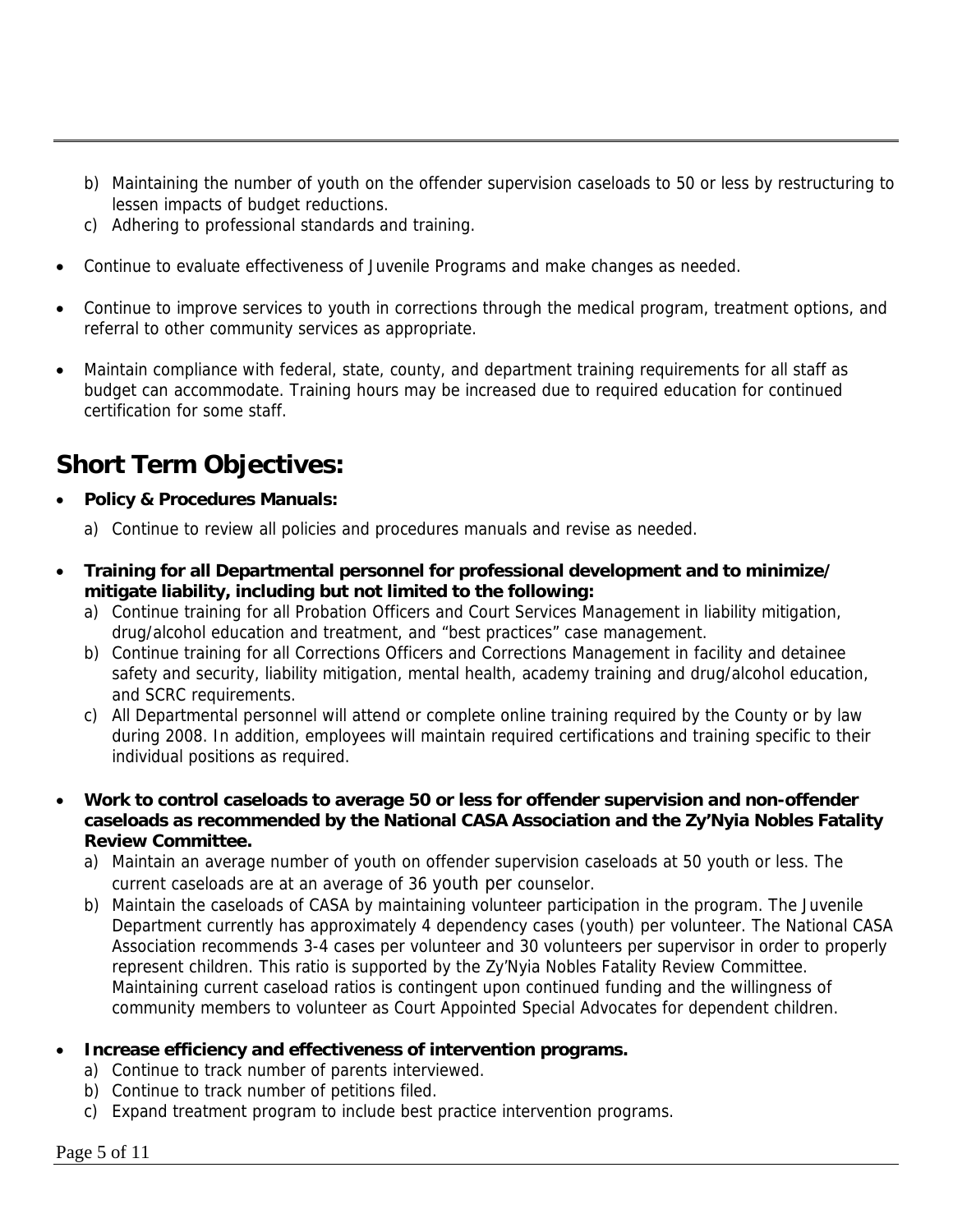b) Maintaining the number of youth on the offender supervision caseloads to 50 or less by restructuring to lessen impacts of budget reductions.
c) Adhering to professional standards and training.

- Continue to evaluate effectiveness of Juvenile Programs and make changes as needed.
- Continue to improve services to youth in corrections through the medical program, treatment options, and referral to other community services as appropriate.
- Maintain compliance with federal, state, county, and department training requirements for all staff as budget can accommodate. Training hours may be increased due to required education for continued certification for some staff.

## Short Term Objectives:

- **Policy & Procedures Manuals:**
  a) Continue to review all policies and procedures manuals and revise as needed.
- **Training for all Departmental personnel for professional development and to minimize/ mitigate liability, including but not limited to the following:**
  a) Continue training for all Probation Officers and Court Services Management in liability mitigation, drug/alcohol education and treatment, and "best practices" case management.
  b) Continue training for all Corrections Officers and Corrections Management in facility and detainee safety and security, liability mitigation, mental health, academy training and drug/alcohol education, and SCRC requirements.
  c) All Departmental personnel will attend or complete online training required by the County or by law during 2008. In addition, employees will maintain required certifications and training specific to their individual positions as required.
- **Work to control caseloads to average 50 or less for offender supervision and non-offender caseloads as recommended by the National CASA Association and the Zy'Nyia Nobles Fatality Review Committee.**
  a) Maintain an average number of youth on offender supervision caseloads at 50 youth or less. The current caseloads are at an average of 36 youth per counselor.
  b) Maintain the caseloads of CASA by maintaining volunteer participation in the program. The Juvenile Department currently has approximately 4 dependency cases (youth) per volunteer. The National CASA Association recommends 3-4 cases per volunteer and 30 volunteers per supervisor in order to properly represent children. This ratio is supported by the Zy'Nyia Nobles Fatality Review Committee. Maintaining current caseload ratios is contingent upon continued funding and the willingness of community members to volunteer as Court Appointed Special Advocates for dependent children.
- **Increase efficiency and effectiveness of intervention programs.**
  a) Continue to track number of parents interviewed.
  b) Continue to track number of petitions filed.
  c) Expand treatment program to include best practice intervention programs.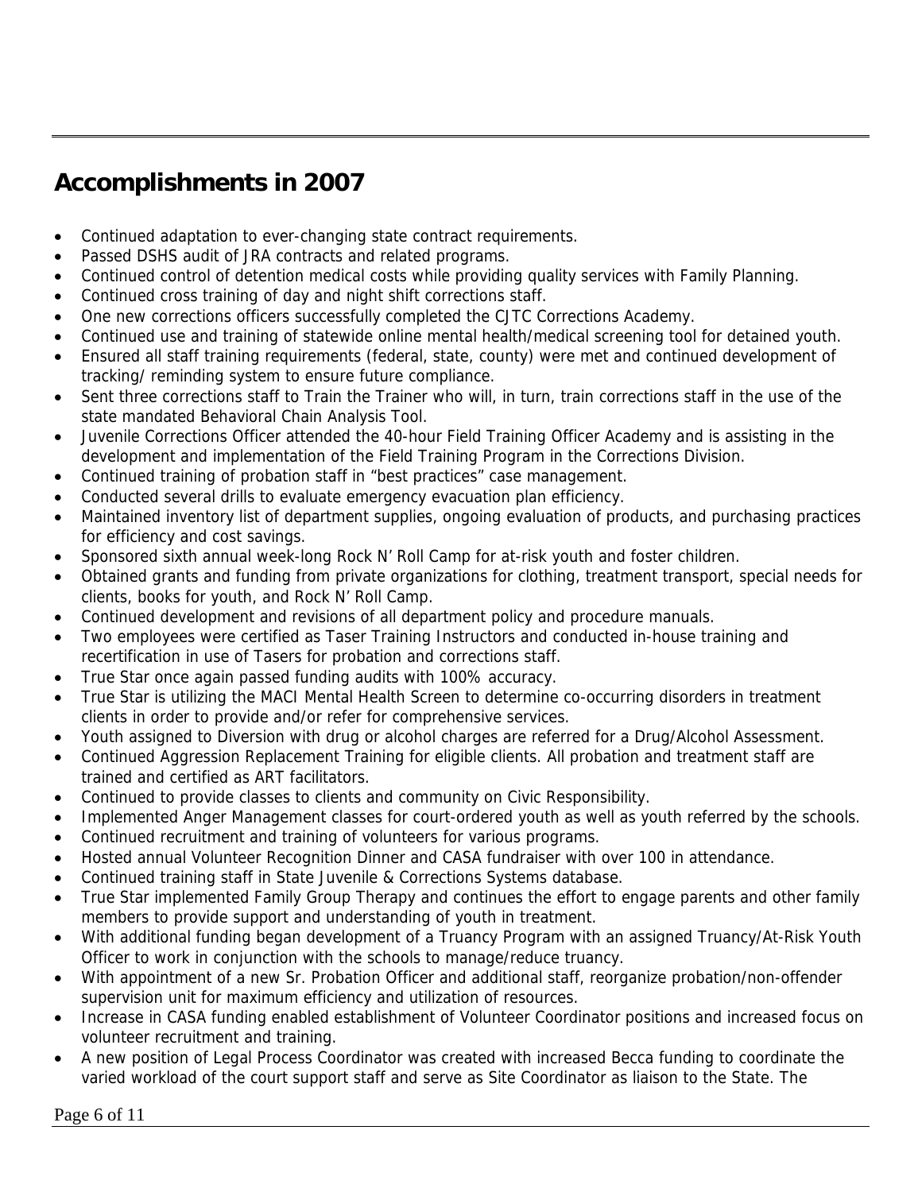## Accomplishments in 2007

- Continued adaptation to ever-changing state contract requirements.
- Passed DSHS audit of JRA contracts and related programs.
- Continued control of detention medical costs while providing quality services with Family Planning.
- Continued cross training of day and night shift corrections staff.
- One new corrections officers successfully completed the CJTC Corrections Academy.
- Continued use and training of statewide online mental health/medical screening tool for detained youth.
- Ensured all staff training requirements (federal, state, county) were met and continued development of tracking/ reminding system to ensure future compliance.
- Sent three corrections staff to Train the Trainer who will, in turn, train corrections staff in the use of the state mandated Behavioral Chain Analysis Tool.
- Juvenile Corrections Officer attended the 40-hour Field Training Officer Academy and is assisting in the development and implementation of the Field Training Program in the Corrections Division.
- Continued training of probation staff in "best practices" case management.
- Conducted several drills to evaluate emergency evacuation plan efficiency.
- Maintained inventory list of department supplies, ongoing evaluation of products, and purchasing practices for efficiency and cost savings.
- Sponsored sixth annual week-long Rock N' Roll Camp for at-risk youth and foster children.
- Obtained grants and funding from private organizations for clothing, treatment transport, special needs for clients, books for youth, and Rock N' Roll Camp.
- Continued development and revisions of all department policy and procedure manuals.
- Two employees were certified as Taser Training Instructors and conducted in-house training and recertification in use of Tasers for probation and corrections staff.
- True Star once again passed funding audits with 100% accuracy.
- True Star is utilizing the MACI Mental Health Screen to determine co-occurring disorders in treatment clients in order to provide and/or refer for comprehensive services.
- Youth assigned to Diversion with drug or alcohol charges are referred for a Drug/Alcohol Assessment.
- Continued Aggression Replacement Training for eligible clients. All probation and treatment staff are trained and certified as ART facilitators.
- Continued to provide classes to clients and community on Civic Responsibility.
- Implemented Anger Management classes for court-ordered youth as well as youth referred by the schools.
- Continued recruitment and training of volunteers for various programs.
- Hosted annual Volunteer Recognition Dinner and CASA fundraiser with over 100 in attendance.
- Continued training staff in State Juvenile & Corrections Systems database.
- True Star implemented Family Group Therapy and continues the effort to engage parents and other family members to provide support and understanding of youth in treatment.
- With additional funding began development of a Truancy Program with an assigned Truancy/At-Risk Youth Officer to work in conjunction with the schools to manage/reduce truancy.
- With appointment of a new Sr. Probation Officer and additional staff, reorganize probation/non-offender supervision unit for maximum efficiency and utilization of resources.
- Increase in CASA funding enabled establishment of Volunteer Coordinator positions and increased focus on volunteer recruitment and training.
- A new position of Legal Process Coordinator was created with increased Becca funding to coordinate the varied workload of the court support staff and serve as Site Coordinator as liaison to the State. The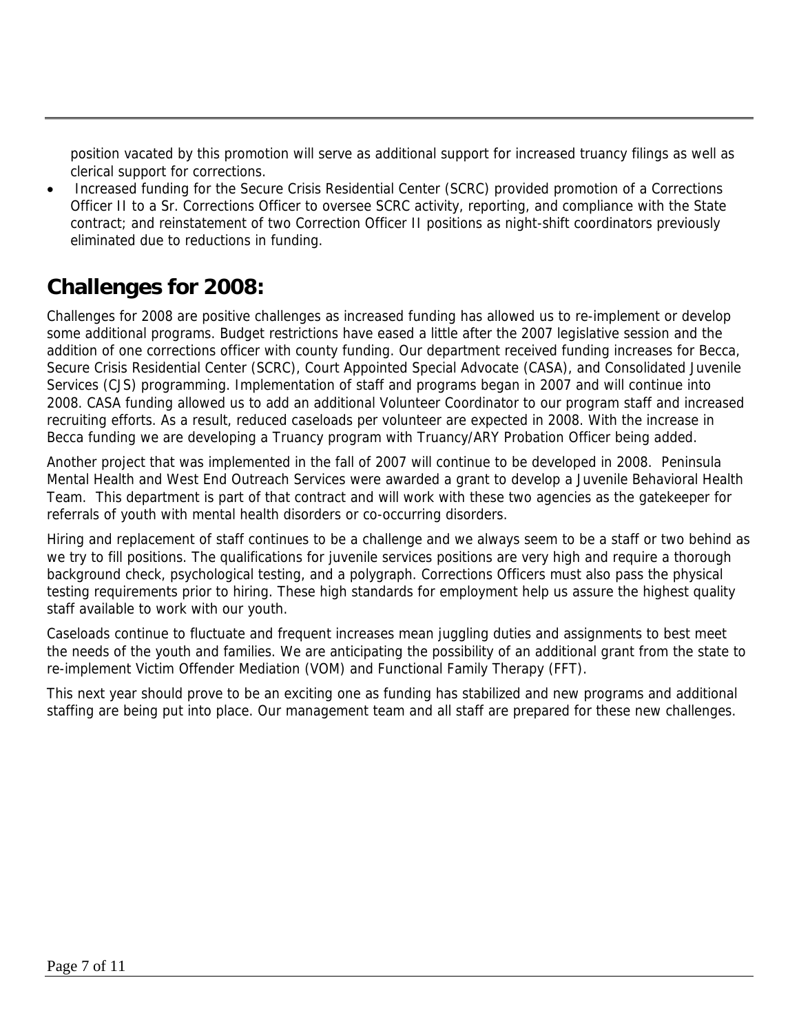position vacated by this promotion will serve as additional support for increased truancy filings as well as clerical support for corrections.

- Increased funding for the Secure Crisis Residential Center (SCRC) provided promotion of a Corrections Officer II to a Sr. Corrections Officer to oversee SCRC activity, reporting, and compliance with the State contract; and reinstatement of two Correction Officer II positions as night-shift coordinators previously eliminated due to reductions in funding.

## Challenges for 2008:

Challenges for 2008 are positive challenges as increased funding has allowed us to re-implement or develop some additional programs. Budget restrictions have eased a little after the 2007 legislative session and the addition of one corrections officer with county funding. Our department received funding increases for Becca, Secure Crisis Residential Center (SCRC), Court Appointed Special Advocate (CASA), and Consolidated Juvenile Services (CJS) programming. Implementation of staff and programs began in 2007 and will continue into 2008. CASA funding allowed us to add an additional Volunteer Coordinator to our program staff and increased recruiting efforts. As a result, reduced caseloads per volunteer are expected in 2008. With the increase in Becca funding we are developing a Truancy program with Truancy/ARY Probation Officer being added.

Another project that was implemented in the fall of 2007 will continue to be developed in 2008. Peninsula Mental Health and West End Outreach Services were awarded a grant to develop a Juvenile Behavioral Health Team. This department is part of that contract and will work with these two agencies as the gatekeeper for referrals of youth with mental health disorders or co-occurring disorders.

Hiring and replacement of staff continues to be a challenge and we always seem to be a staff or two behind as we try to fill positions. The qualifications for juvenile services positions are very high and require a thorough background check, psychological testing, and a polygraph. Corrections Officers must also pass the physical testing requirements prior to hiring. These high standards for employment help us assure the highest quality staff available to work with our youth.

Caseloads continue to fluctuate and frequent increases mean juggling duties and assignments to best meet the needs of the youth and families. We are anticipating the possibility of an additional grant from the state to re-implement Victim Offender Mediation (VOM) and Functional Family Therapy (FFT).

This next year should prove to be an exciting one as funding has stabilized and new programs and additional staffing are being put into place. Our management team and all staff are prepared for these new challenges.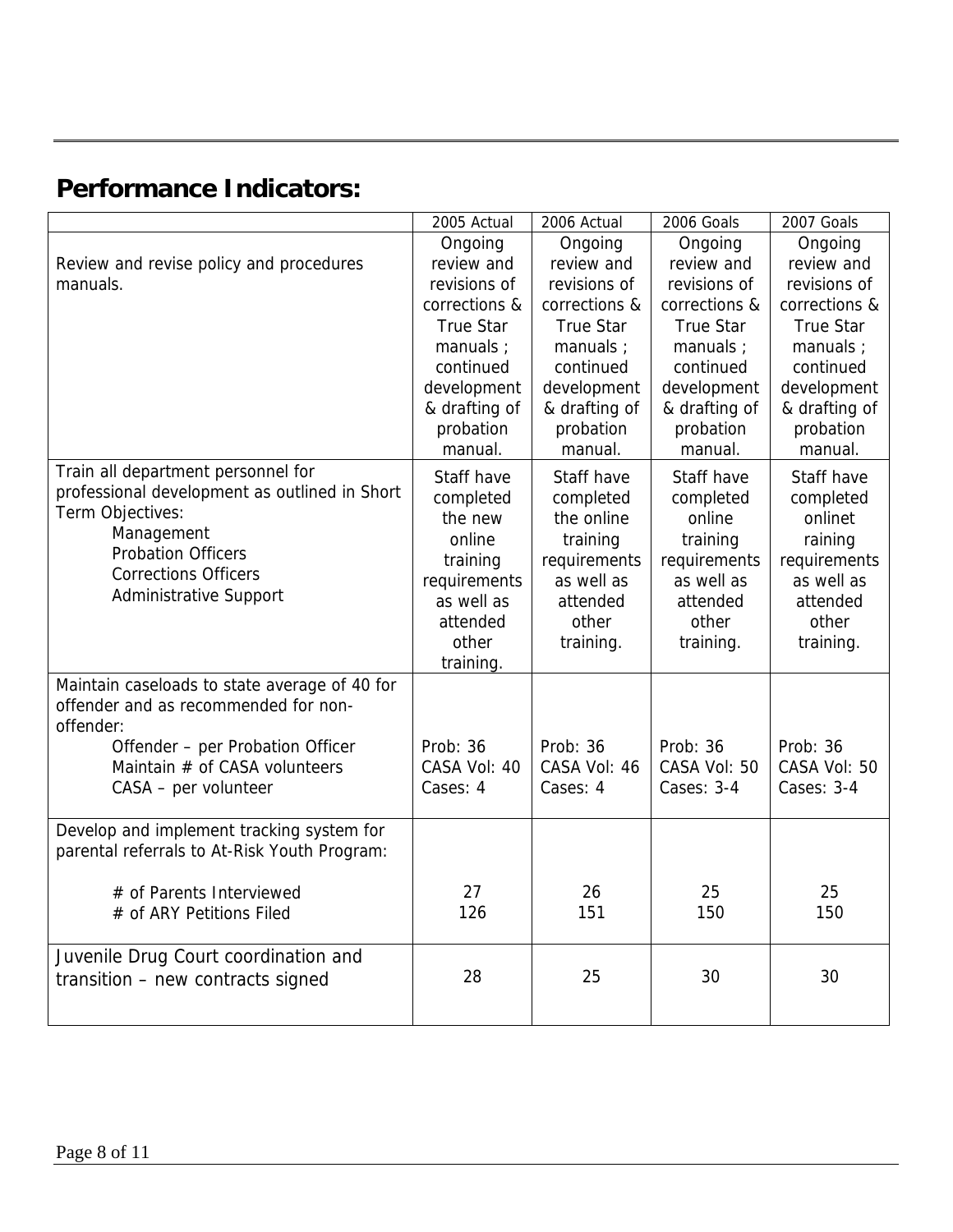## Performance Indicators:

| | 2005 Actual | 2006 Actual | 2006 Goals | 2007 Goals |
|---|---|---|---|---|
| Review and revise policy and procedures manuals. | Ongoing review and revisions of corrections & True Star manuals ; continued development & drafting of probation manual. | Ongoing review and revisions of corrections & True Star manuals ; continued development & drafting of probation manual. | Ongoing review and revisions of corrections & True Star manuals ; continued development & drafting of probation manual. | Ongoing review and revisions of corrections & True Star manuals ; continued development & drafting of probation manual. |
| Train all department personnel for professional development as outlined in Short Term Objectives:<br>Management<br>Probation Officers<br>Corrections Officers<br>Administrative Support | Staff have completed the new online training requirements as well as attended other training. | Staff have completed the online training requirements as well as attended other training. | Staff have completed online training requirements as well as attended other training. | Staff have completed onlinet raining requirements as well as attended other training. |
| Maintain caseloads to state average of 40 for offender and as recommended for non-offender:<br>Offender – per Probation Officer<br>Maintain # of CASA volunteers<br>CASA – per volunteer | Prob: 36<br>CASA Vol: 40<br>Cases: 4 | Prob: 36<br>CASA Vol: 46<br>Cases: 4 | Prob: 36<br>CASA Vol: 50<br>Cases: 3-4 | Prob: 36<br>CASA Vol: 50<br>Cases: 3-4 |
| Develop and implement tracking system for parental referrals to At-Risk Youth Program:<br># of Parents Interviewed<br># of ARY Petitions Filed | 27<br>126 | 26<br>151 | 25<br>150 | 25<br>150 |
| Juvenile Drug Court coordination and transition – new contracts signed | 28 | 25 | 30 | 30 |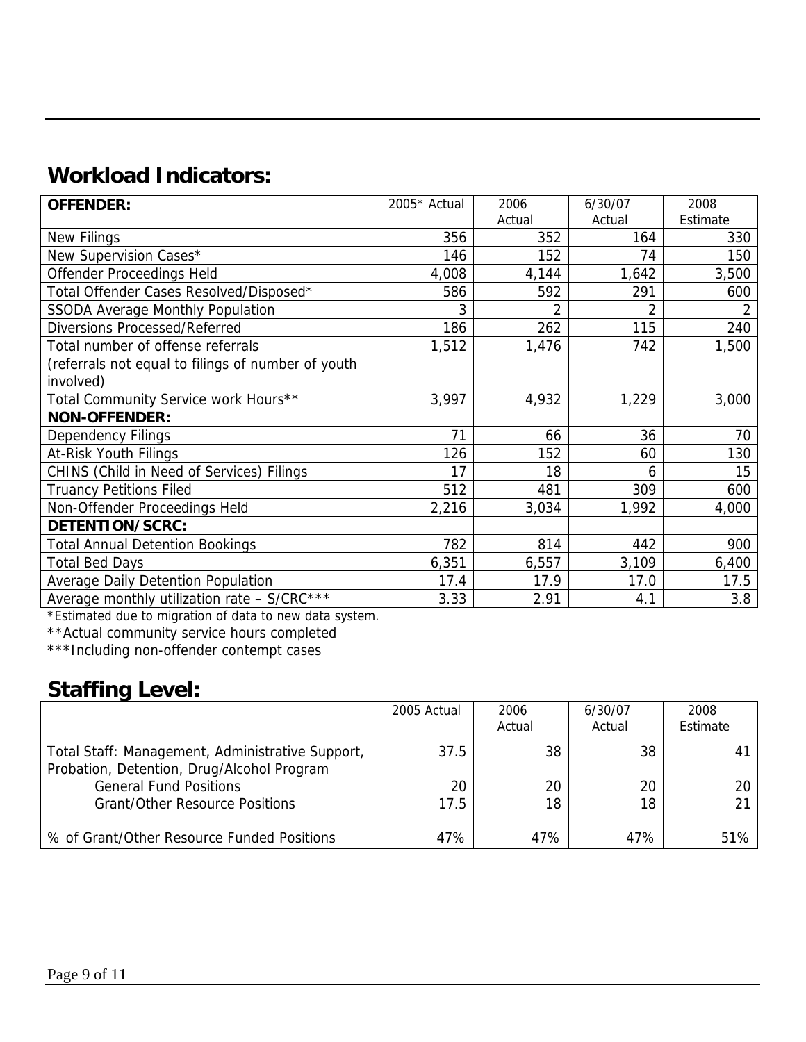## Workload Indicators:

| **OFFENDER:** | 2005* Actual | 2006 Actual | 6/30/07 Actual | 2008 Estimate |
|---|---|---|---|---|
| New Filings | 356 | 352 | 164 | 330 |
| New Supervision Cases* | 146 | 152 | 74 | 150 |
| Offender Proceedings Held | 4,008 | 4,144 | 1,642 | 3,500 |
| Total Offender Cases Resolved/Disposed* | 586 | 592 | 291 | 600 |
| SSODA Average Monthly Population | 3 | 2 | 2 | 2 |
| Diversions Processed/Referred | 186 | 262 | 115 | 240 |
| Total number of offense referrals (referrals not equal to filings of number of youth involved) | 1,512 | 1,476 | 742 | 1,500 |
| Total Community Service work Hours** | 3,997 | 4,932 | 1,229 | 3,000 |
| **NON-OFFENDER:** | | | | |
| Dependency Filings | 71 | 66 | 36 | 70 |
| At-Risk Youth Filings | 126 | 152 | 60 | 130 |
| CHINS (Child in Need of Services) Filings | 17 | 18 | 6 | 15 |
| Truancy Petitions Filed | 512 | 481 | 309 | 600 |
| Non-Offender Proceedings Held | 2,216 | 3,034 | 1,992 | 4,000 |
| **DETENTION/SCRC:** | | | | |
| Total Annual Detention Bookings | 782 | 814 | 442 | 900 |
| Total Bed Days | 6,351 | 6,557 | 3,109 | 6,400 |
| Average Daily Detention Population | 17.4 | 17.9 | 17.0 | 17.5 |
| Average monthly utilization rate – S/CRC*** | 3.33 | 2.91 | 4.1 | 3.8 |

*Estimated due to migration of data to new data system.
**Actual community service hours completed
***Including non-offender contempt cases

## Staffing Level:

| | 2005 Actual | 2006 Actual | 6/30/07 Actual | 2008 Estimate |
|---|---|---|---|---|
| Total Staff: Management, Administrative Support, Probation, Detention, Drug/Alcohol Program | 37.5 | 38 | 38 | 41 |
| General Fund Positions | 20 | 20 | 20 | 20 |
| Grant/Other Resource Positions | 17.5 | 18 | 18 | 21 |
| % of Grant/Other Resource Funded Positions | 47% | 47% | 47% | 51% |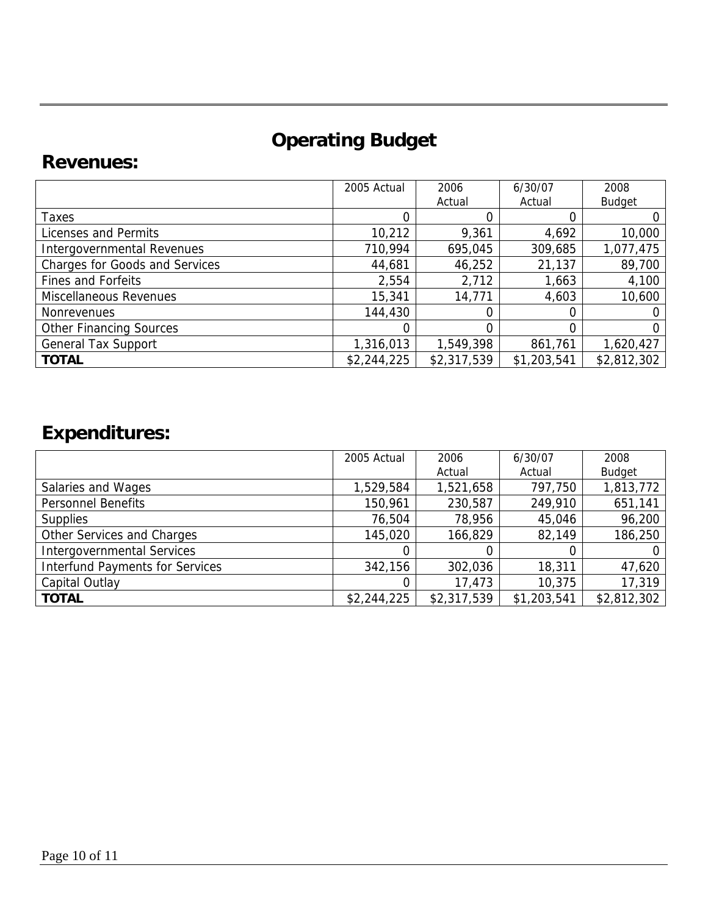# Operating Budget

## Revenues:

| | 2005 Actual | 2006 Actual | 6/30/07 Actual | 2008 Budget |
|---|---|---|---|---|
| Taxes | 0 | 0 | 0 | 0 |
| Licenses and Permits | 10,212 | 9,361 | 4,692 | 10,000 |
| Intergovernmental Revenues | 710,994 | 695,045 | 309,685 | 1,077,475 |
| Charges for Goods and Services | 44,681 | 46,252 | 21,137 | 89,700 |
| Fines and Forfeits | 2,554 | 2,712 | 1,663 | 4,100 |
| Miscellaneous Revenues | 15,341 | 14,771 | 4,603 | 10,600 |
| Nonrevenues | 144,430 | 0 | 0 | 0 |
| Other Financing Sources | 0 | 0 | 0 | 0 |
| General Tax Support | 1,316,013 | 1,549,398 | 861,761 | 1,620,427 |
| **TOTAL** | $2,244,225 | $2,317,539 | $1,203,541 | $2,812,302 |

## Expenditures:

| | 2005 Actual | 2006 Actual | 6/30/07 Actual | 2008 Budget |
|---|---|---|---|---|
| Salaries and Wages | 1,529,584 | 1,521,658 | 797,750 | 1,813,772 |
| Personnel Benefits | 150,961 | 230,587 | 249,910 | 651,141 |
| Supplies | 76,504 | 78,956 | 45,046 | 96,200 |
| Other Services and Charges | 145,020 | 166,829 | 82,149 | 186,250 |
| Intergovernmental Services | 0 | 0 | 0 | 0 |
| Interfund Payments for Services | 342,156 | 302,036 | 18,311 | 47,620 |
| Capital Outlay | 0 | 17,473 | 10,375 | 17,319 |
| **TOTAL** | $2,244,225 | $2,317,539 | $1,203,541 | $2,812,302 |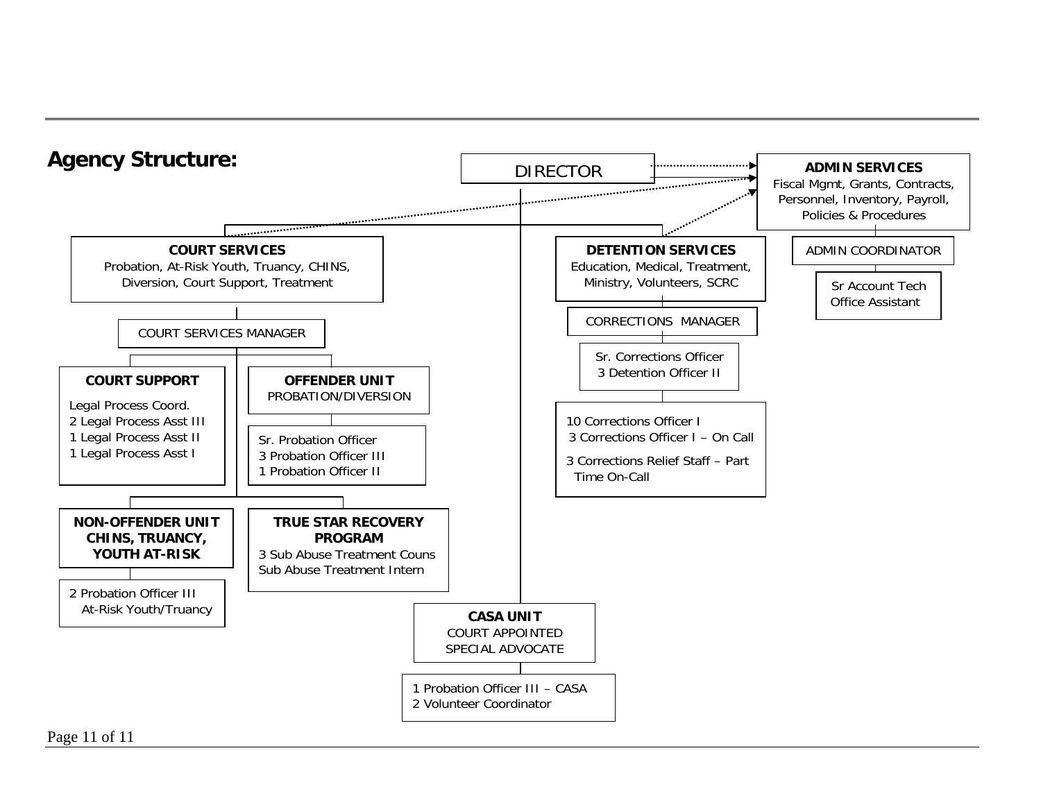## Agency Structure:

DIRECTOR

**ADMIN SERVICES**
Fiscal Mgmt, Grants, Contracts, Personnel, Inventory, Payroll, Policies & Procedures

ADMIN COORDINATOR

Sr Account Tech
Office Assistant

**COURT SERVICES**
Probation, At-Risk Youth, Truancy, CHINS, Diversion, Court Support, Treatment

COURT SERVICES MANAGER

**COURT SUPPORT**
Legal Process Coord.
2 Legal Process Asst III
1 Legal Process Asst II
1 Legal Process Asst I

**OFFENDER UNIT**
PROBATION/DIVERSION

Sr. Probation Officer
3 Probation Officer III
1 Probation Officer II

**NON-OFFENDER UNIT CHINS, TRUANCY, YOUTH AT-RISK**

2 Probation Officer III
At-Risk Youth/Truancy

**TRUE STAR RECOVERY PROGRAM**
3 Sub Abuse Treatment Couns
Sub Abuse Treatment Intern

**DETENTION SERVICES**
Education, Medical, Treatment, Ministry, Volunteers, SCRC

CORRECTIONS MANAGER

Sr. Corrections Officer
3 Detention Officer II

10 Corrections Officer I
3 Corrections Officer I – On Call
3 Corrections Relief Staff – Part Time On-Call

**CASA UNIT**
COURT APPOINTED SPECIAL ADVOCATE

1 Probation Officer III – CASA
2 Volunteer Coordinator